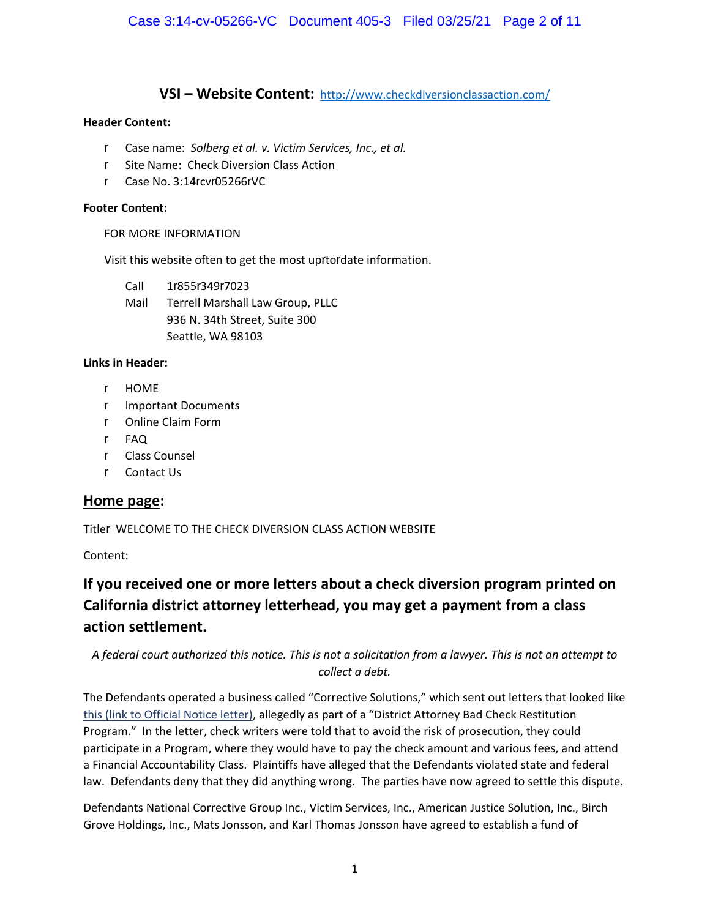# VSI – Website Content: http://www.checkdiversionclassaction.com/

**Header Content:**

- Case name: *Solberg et al. v. Victim Services, Inc., et al.*
- Site Name: Check Diversion Class Action
- Case No. 3:14‐cv‐05266‐VC

**Footer Content:**

FOR MORE INFORMATION

Visit this website often to get the most up‐to‐date information.

Call 1‐855‐349‐7023
Mail Terrell Marshall Law Group, PLLC
936 N. 34th Street, Suite 300
Seattle, WA 98103

**Links in Header:**

- HOME
- Important Documents
- Online Claim Form
- FAQ
- Class Counsel
- Contact Us

## Home page:

Title: WELCOME TO THE CHECK DIVERSION CLASS ACTION WEBSITE

Content:

## If you received one or more letters about a check diversion program printed on California district attorney letterhead, you may get a payment from a class action settlement.

*A federal court authorized this notice. This is not a solicitation from a lawyer. This is not an attempt to collect a debt.*

The Defendants operated a business called "Corrective Solutions," which sent out letters that looked like this (link to Official Notice letter), allegedly as part of a "District Attorney Bad Check Restitution Program." In the letter, check writers were told that to avoid the risk of prosecution, they could participate in a Program, where they would have to pay the check amount and various fees, and attend a Financial Accountability Class. Plaintiffs have alleged that the Defendants violated state and federal law. Defendants deny that they did anything wrong. The parties have now agreed to settle this dispute.

Defendants National Corrective Group Inc., Victim Services, Inc., American Justice Solution, Inc., Birch Grove Holdings, Inc., Mats Jonsson, and Karl Thomas Jonsson have agreed to establish a fund of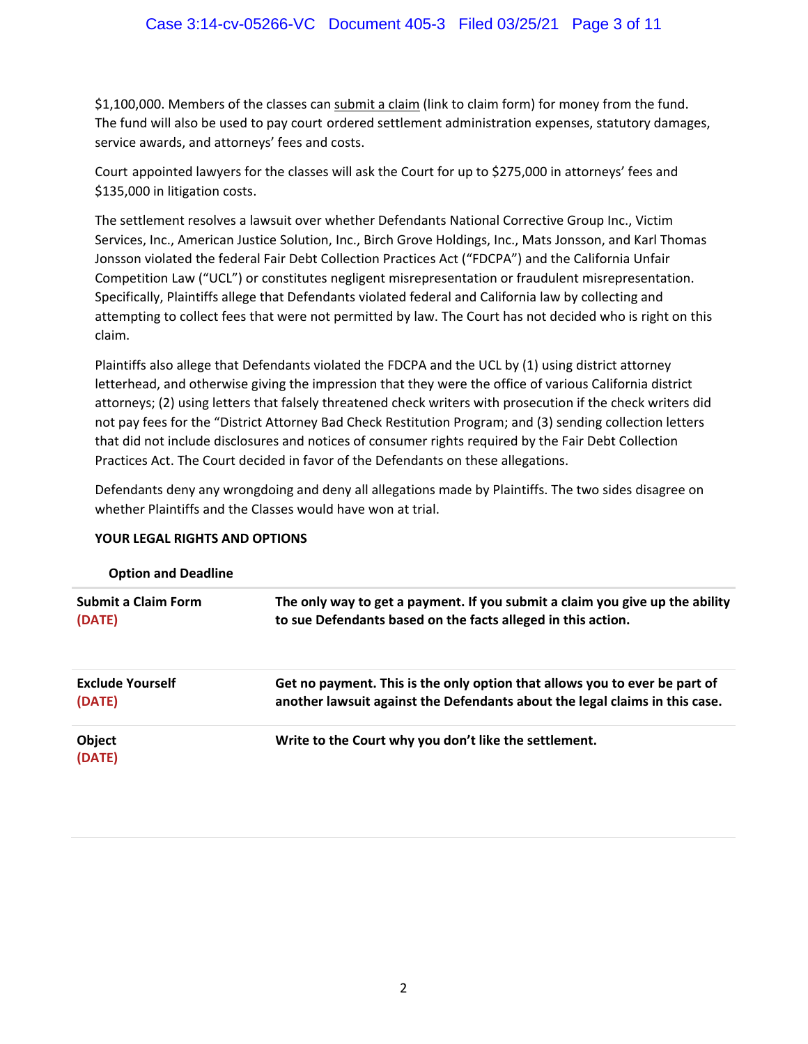$1,100,000. Members of the classes can submit a claim (link to claim form) for money from the fund. The fund will also be used to pay court ordered settlement administration expenses, statutory damages, service awards, and attorneys' fees and costs.

Court appointed lawyers for the classes will ask the Court for up to $275,000 in attorneys' fees and $135,000 in litigation costs.

The settlement resolves a lawsuit over whether Defendants National Corrective Group Inc., Victim Services, Inc., American Justice Solution, Inc., Birch Grove Holdings, Inc., Mats Jonsson, and Karl Thomas Jonsson violated the federal Fair Debt Collection Practices Act ("FDCPA") and the California Unfair Competition Law ("UCL") or constitutes negligent misrepresentation or fraudulent misrepresentation. Specifically, Plaintiffs allege that Defendants violated federal and California law by collecting and attempting to collect fees that were not permitted by law. The Court has not decided who is right on this claim.

Plaintiffs also allege that Defendants violated the FDCPA and the UCL by (1) using district attorney letterhead, and otherwise giving the impression that they were the office of various California district attorneys; (2) using letters that falsely threatened check writers with prosecution if the check writers did not pay fees for the "District Attorney Bad Check Restitution Program; and (3) sending collection letters that did not include disclosures and notices of consumer rights required by the Fair Debt Collection Practices Act. The Court decided in favor of the Defendants on these allegations.

Defendants deny any wrongdoing and deny all allegations made by Plaintiffs. The two sides disagree on whether Plaintiffs and the Classes would have won at trial.

**YOUR LEGAL RIGHTS AND OPTIONS**

| Option and Deadline | |
|---|---|
| **Submit a Claim Form** **(DATE)** | **The only way to get a payment. If you submit a claim you give up the ability to sue Defendants based on the facts alleged in this action.** |
| **Exclude Yourself** **(DATE)** | **Get no payment. This is the only option that allows you to ever be part of another lawsuit against the Defendants about the legal claims in this case.** |
| **Object** **(DATE)** | **Write to the Court why you don't like the settlement.** |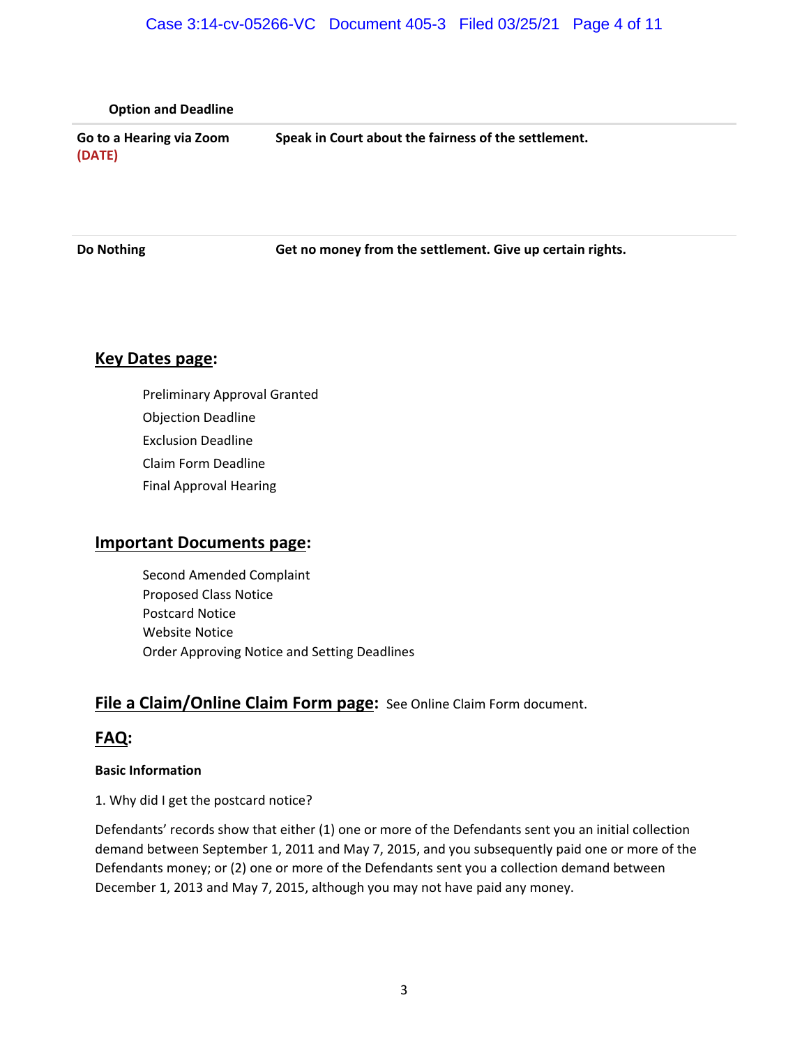| Option and Deadline | |
|---|---|
| **Go to a Hearing via Zoom (DATE)** | **Speak in Court about the fairness of the settlement.** |
| **Do Nothing** | **Get no money from the settlement. Give up certain rights.** |

## Key Dates page:

Preliminary Approval Granted
Objection Deadline
Exclusion Deadline
Claim Form Deadline
Final Approval Hearing

## Important Documents page:

Second Amended Complaint
Proposed Class Notice
Postcard Notice
Website Notice
Order Approving Notice and Setting Deadlines

## File a Claim/Online Claim Form page: 

See Online Claim Form document.

## FAQ:

### Basic Information

1. Why did I get the postcard notice?

Defendants' records show that either (1) one or more of the Defendants sent you an initial collection demand between September 1, 2011 and May 7, 2015, and you subsequently paid one or more of the Defendants money; or (2) one or more of the Defendants sent you a collection demand between December 1, 2013 and May 7, 2015, although you may not have paid any money.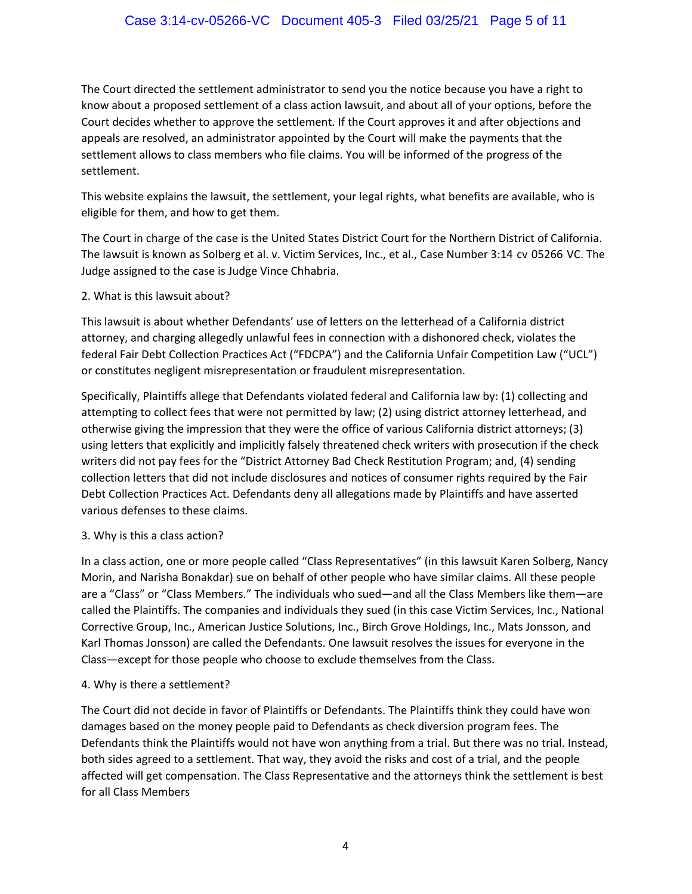The Court directed the settlement administrator to send you the notice because you have a right to know about a proposed settlement of a class action lawsuit, and about all of your options, before the Court decides whether to approve the settlement. If the Court approves it and after objections and appeals are resolved, an administrator appointed by the Court will make the payments that the settlement allows to class members who file claims. You will be informed of the progress of the settlement.

This website explains the lawsuit, the settlement, your legal rights, what benefits are available, who is eligible for them, and how to get them.

The Court in charge of the case is the United States District Court for the Northern District of California. The lawsuit is known as Solberg et al. v. Victim Services, Inc., et al., Case Number 3:14 cv 05266 VC. The Judge assigned to the case is Judge Vince Chhabria.

## 2. What is this lawsuit about?

This lawsuit is about whether Defendants' use of letters on the letterhead of a California district attorney, and charging allegedly unlawful fees in connection with a dishonored check, violates the federal Fair Debt Collection Practices Act ("FDCPA") and the California Unfair Competition Law ("UCL") or constitutes negligent misrepresentation or fraudulent misrepresentation.

Specifically, Plaintiffs allege that Defendants violated federal and California law by: (1) collecting and attempting to collect fees that were not permitted by law; (2) using district attorney letterhead, and otherwise giving the impression that they were the office of various California district attorneys; (3) using letters that explicitly and implicitly falsely threatened check writers with prosecution if the check writers did not pay fees for the "District Attorney Bad Check Restitution Program; and, (4) sending collection letters that did not include disclosures and notices of consumer rights required by the Fair Debt Collection Practices Act. Defendants deny all allegations made by Plaintiffs and have asserted various defenses to these claims.

## 3. Why is this a class action?

In a class action, one or more people called "Class Representatives" (in this lawsuit Karen Solberg, Nancy Morin, and Narisha Bonakdar) sue on behalf of other people who have similar claims. All these people are a "Class" or "Class Members." The individuals who sued—and all the Class Members like them—are called the Plaintiffs. The companies and individuals they sued (in this case Victim Services, Inc., National Corrective Group, Inc., American Justice Solutions, Inc., Birch Grove Holdings, Inc., Mats Jonsson, and Karl Thomas Jonsson) are called the Defendants. One lawsuit resolves the issues for everyone in the Class—except for those people who choose to exclude themselves from the Class.

## 4. Why is there a settlement?

The Court did not decide in favor of Plaintiffs or Defendants. The Plaintiffs think they could have won damages based on the money people paid to Defendants as check diversion program fees. The Defendants think the Plaintiffs would not have won anything from a trial. But there was no trial. Instead, both sides agreed to a settlement. That way, they avoid the risks and cost of a trial, and the people affected will get compensation. The Class Representative and the attorneys think the settlement is best for all Class Members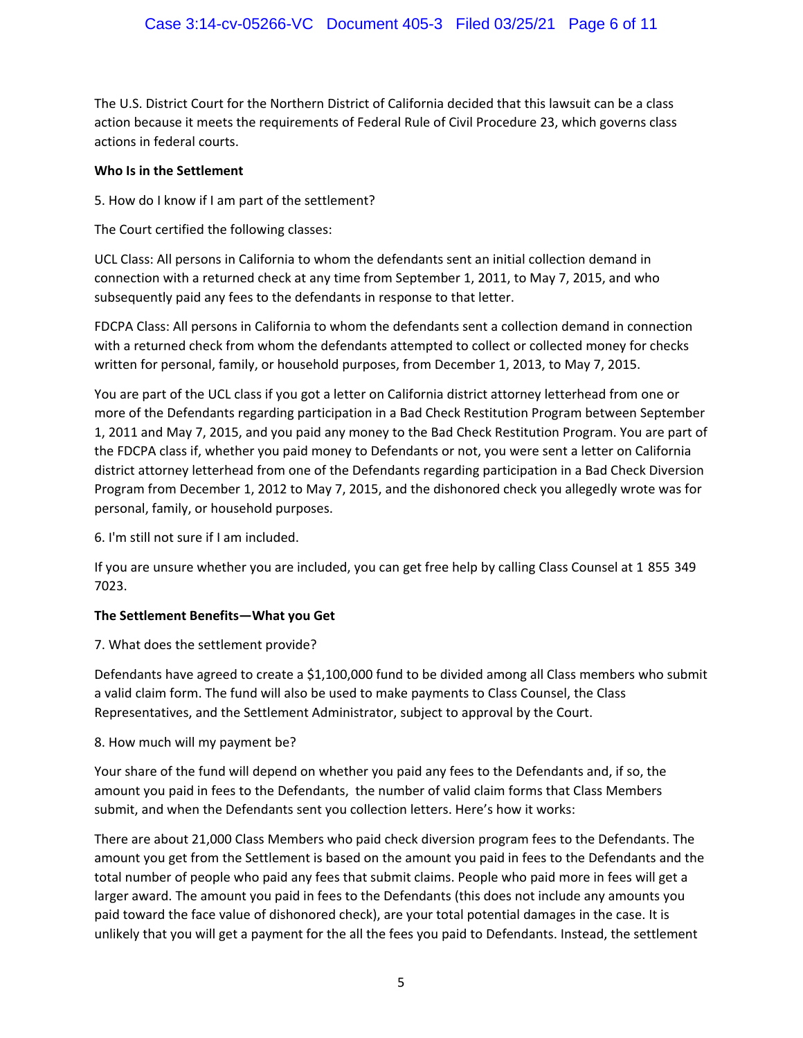The U.S. District Court for the Northern District of California decided that this lawsuit can be a class action because it meets the requirements of Federal Rule of Civil Procedure 23, which governs class actions in federal courts.

**Who Is in the Settlement**

5. How do I know if I am part of the settlement?

The Court certified the following classes:

UCL Class: All persons in California to whom the defendants sent an initial collection demand in connection with a returned check at any time from September 1, 2011, to May 7, 2015, and who subsequently paid any fees to the defendants in response to that letter.

FDCPA Class: All persons in California to whom the defendants sent a collection demand in connection with a returned check from whom the defendants attempted to collect or collected money for checks written for personal, family, or household purposes, from December 1, 2013, to May 7, 2015.

You are part of the UCL class if you got a letter on California district attorney letterhead from one or more of the Defendants regarding participation in a Bad Check Restitution Program between September 1, 2011 and May 7, 2015, and you paid any money to the Bad Check Restitution Program. You are part of the FDCPA class if, whether you paid money to Defendants or not, you were sent a letter on California district attorney letterhead from one of the Defendants regarding participation in a Bad Check Diversion Program from December 1, 2012 to May 7, 2015, and the dishonored check you allegedly wrote was for personal, family, or household purposes.

6. I'm still not sure if I am included.

If you are unsure whether you are included, you can get free help by calling Class Counsel at 1 855 349 7023.

**The Settlement Benefits—What you Get**

7. What does the settlement provide?

Defendants have agreed to create a $1,100,000 fund to be divided among all Class members who submit a valid claim form. The fund will also be used to make payments to Class Counsel, the Class Representatives, and the Settlement Administrator, subject to approval by the Court.

8. How much will my payment be?

Your share of the fund will depend on whether you paid any fees to the Defendants and, if so, the amount you paid in fees to the Defendants, the number of valid claim forms that Class Members submit, and when the Defendants sent you collection letters. Here's how it works:

There are about 21,000 Class Members who paid check diversion program fees to the Defendants. The amount you get from the Settlement is based on the amount you paid in fees to the Defendants and the total number of people who paid any fees that submit claims. People who paid more in fees will get a larger award. The amount you paid in fees to the Defendants (this does not include any amounts you paid toward the face value of dishonored check), are your total potential damages in the case. It is unlikely that you will get a payment for the all the fees you paid to Defendants. Instead, the settlement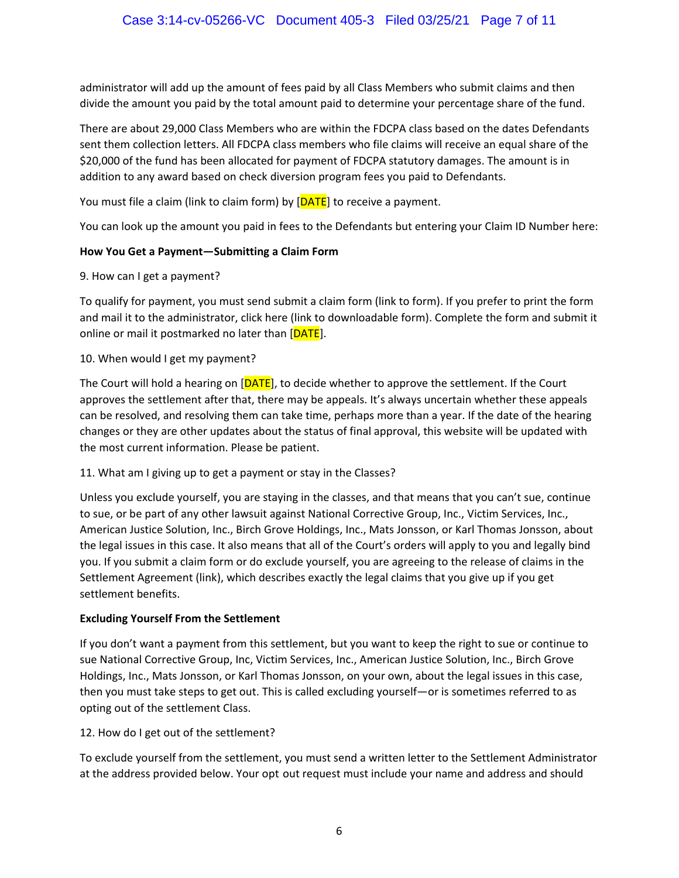administrator will add up the amount of fees paid by all Class Members who submit claims and then divide the amount you paid by the total amount paid to determine your percentage share of the fund.

There are about 29,000 Class Members who are within the FDCPA class based on the dates Defendants sent them collection letters. All FDCPA class members who file claims will receive an equal share of the $20,000 of the fund has been allocated for payment of FDCPA statutory damages. The amount is in addition to any award based on check diversion program fees you paid to Defendants.

You must file a claim (link to claim form) by [DATE] to receive a payment.

You can look up the amount you paid in fees to the Defendants but entering your Claim ID Number here:

**How You Get a Payment—Submitting a Claim Form**

9. How can I get a payment?

To qualify for payment, you must send submit a claim form (link to form). If you prefer to print the form and mail it to the administrator, click here (link to downloadable form). Complete the form and submit it online or mail it postmarked no later than [DATE].

10. When would I get my payment?

The Court will hold a hearing on [DATE], to decide whether to approve the settlement. If the Court approves the settlement after that, there may be appeals. It's always uncertain whether these appeals can be resolved, and resolving them can take time, perhaps more than a year. If the date of the hearing changes or they are other updates about the status of final approval, this website will be updated with the most current information. Please be patient.

11. What am I giving up to get a payment or stay in the Classes?

Unless you exclude yourself, you are staying in the classes, and that means that you can't sue, continue to sue, or be part of any other lawsuit against National Corrective Group, Inc., Victim Services, Inc., American Justice Solution, Inc., Birch Grove Holdings, Inc., Mats Jonsson, or Karl Thomas Jonsson, about the legal issues in this case. It also means that all of the Court's orders will apply to you and legally bind you. If you submit a claim form or do exclude yourself, you are agreeing to the release of claims in the Settlement Agreement (link), which describes exactly the legal claims that you give up if you get settlement benefits.

**Excluding Yourself From the Settlement**

If you don't want a payment from this settlement, but you want to keep the right to sue or continue to sue National Corrective Group, Inc, Victim Services, Inc., American Justice Solution, Inc., Birch Grove Holdings, Inc., Mats Jonsson, or Karl Thomas Jonsson, on your own, about the legal issues in this case, then you must take steps to get out. This is called excluding yourself—or is sometimes referred to as opting out of the settlement Class.

12. How do I get out of the settlement?

To exclude yourself from the settlement, you must send a written letter to the Settlement Administrator at the address provided below. Your opt out request must include your name and address and should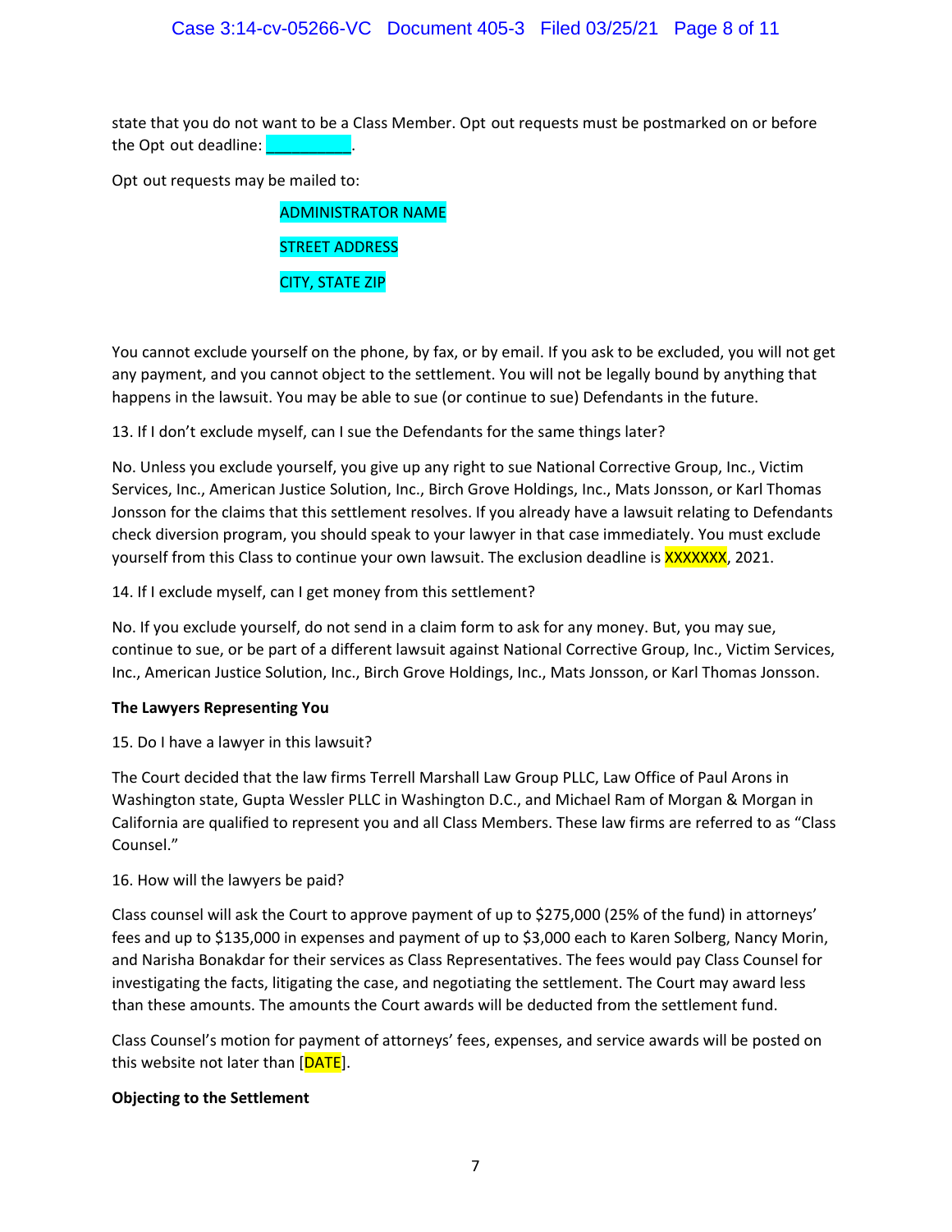state that you do not want to be a Class Member. Opt out requests must be postmarked on or before the Opt out deadline: __________.

Opt out requests may be mailed to:

ADMINISTRATOR NAME

STREET ADDRESS

CITY, STATE ZIP

You cannot exclude yourself on the phone, by fax, or by email. If you ask to be excluded, you will not get any payment, and you cannot object to the settlement. You will not be legally bound by anything that happens in the lawsuit. You may be able to sue (or continue to sue) Defendants in the future.

13. If I don't exclude myself, can I sue the Defendants for the same things later?

No. Unless you exclude yourself, you give up any right to sue National Corrective Group, Inc., Victim Services, Inc., American Justice Solution, Inc., Birch Grove Holdings, Inc., Mats Jonsson, or Karl Thomas Jonsson for the claims that this settlement resolves. If you already have a lawsuit relating to Defendants check diversion program, you should speak to your lawyer in that case immediately. You must exclude yourself from this Class to continue your own lawsuit. The exclusion deadline is XXXXXXX, 2021.

14. If I exclude myself, can I get money from this settlement?

No. If you exclude yourself, do not send in a claim form to ask for any money. But, you may sue, continue to sue, or be part of a different lawsuit against National Corrective Group, Inc., Victim Services, Inc., American Justice Solution, Inc., Birch Grove Holdings, Inc., Mats Jonsson, or Karl Thomas Jonsson.

**The Lawyers Representing You**

15. Do I have a lawyer in this lawsuit?

The Court decided that the law firms Terrell Marshall Law Group PLLC, Law Office of Paul Arons in Washington state, Gupta Wessler PLLC in Washington D.C., and Michael Ram of Morgan & Morgan in California are qualified to represent you and all Class Members. These law firms are referred to as "Class Counsel."

16. How will the lawyers be paid?

Class counsel will ask the Court to approve payment of up to $275,000 (25% of the fund) in attorneys' fees and up to $135,000 in expenses and payment of up to $3,000 each to Karen Solberg, Nancy Morin, and Narisha Bonakdar for their services as Class Representatives. The fees would pay Class Counsel for investigating the facts, litigating the case, and negotiating the settlement. The Court may award less than these amounts. The amounts the Court awards will be deducted from the settlement fund.

Class Counsel's motion for payment of attorneys' fees, expenses, and service awards will be posted on this website not later than [DATE].

**Objecting to the Settlement**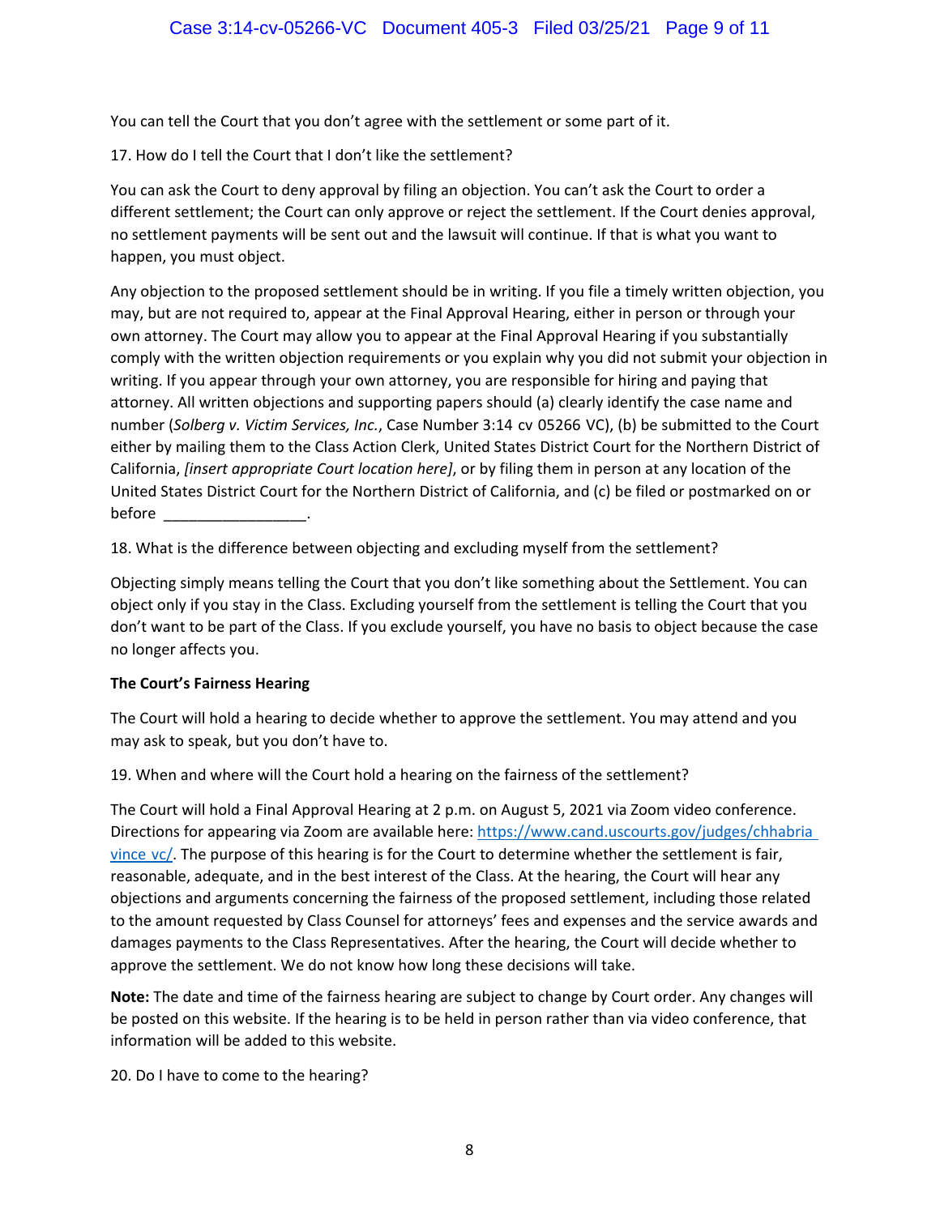You can tell the Court that you don't agree with the settlement or some part of it.

17. How do I tell the Court that I don't like the settlement?

You can ask the Court to deny approval by filing an objection. You can't ask the Court to order a different settlement; the Court can only approve or reject the settlement. If the Court denies approval, no settlement payments will be sent out and the lawsuit will continue. If that is what you want to happen, you must object.

Any objection to the proposed settlement should be in writing. If you file a timely written objection, you may, but are not required to, appear at the Final Approval Hearing, either in person or through your own attorney. The Court may allow you to appear at the Final Approval Hearing if you substantially comply with the written objection requirements or you explain why you did not submit your objection in writing. If you appear through your own attorney, you are responsible for hiring and paying that attorney. All written objections and supporting papers should (a) clearly identify the case name and number (*Solberg v. Victim Services, Inc.*, Case Number 3:14 cv 05266 VC), (b) be submitted to the Court either by mailing them to the Class Action Clerk, United States District Court for the Northern District of California, *[insert appropriate Court location here]*, or by filing them in person at any location of the United States District Court for the Northern District of California, and (c) be filed or postmarked on or before _________________.

18. What is the difference between objecting and excluding myself from the settlement?

Objecting simply means telling the Court that you don't like something about the Settlement. You can object only if you stay in the Class. Excluding yourself from the settlement is telling the Court that you don't want to be part of the Class. If you exclude yourself, you have no basis to object because the case no longer affects you.

**The Court's Fairness Hearing**

The Court will hold a hearing to decide whether to approve the settlement. You may attend and you may ask to speak, but you don't have to.

19. When and where will the Court hold a hearing on the fairness of the settlement?

The Court will hold a Final Approval Hearing at 2 p.m. on August 5, 2021 via Zoom video conference. Directions for appearing via Zoom are available here: [https://www.cand.uscourts.gov/judges/chhabria vince vc/](https://www.cand.uscourts.gov/judges/chhabria-vince-vc/). The purpose of this hearing is for the Court to determine whether the settlement is fair, reasonable, adequate, and in the best interest of the Class. At the hearing, the Court will hear any objections and arguments concerning the fairness of the proposed settlement, including those related to the amount requested by Class Counsel for attorneys' fees and expenses and the service awards and damages payments to the Class Representatives. After the hearing, the Court will decide whether to approve the settlement. We do not know how long these decisions will take.

**Note:** The date and time of the fairness hearing are subject to change by Court order. Any changes will be posted on this website. If the hearing is to be held in person rather than via video conference, that information will be added to this website.

20. Do I have to come to the hearing?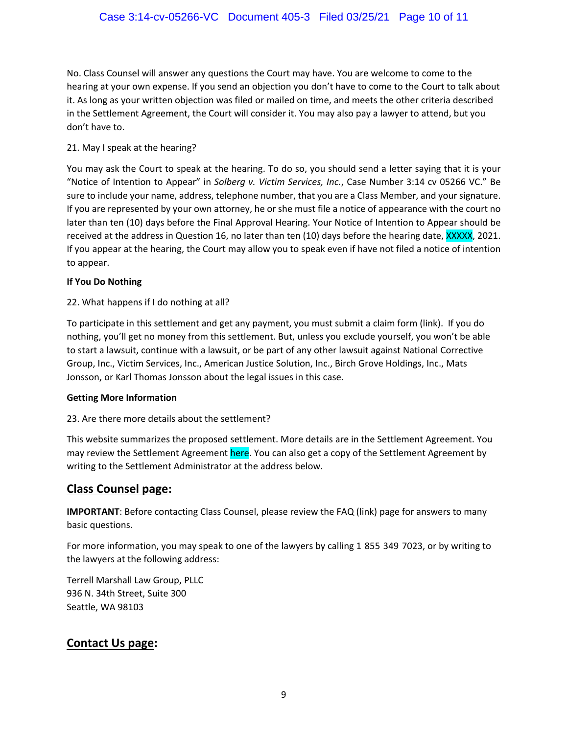No. Class Counsel will answer any questions the Court may have. You are welcome to come to the hearing at your own expense. If you send an objection you don't have to come to the Court to talk about it. As long as your written objection was filed or mailed on time, and meets the other criteria described in the Settlement Agreement, the Court will consider it. You may also pay a lawyer to attend, but you don't have to.

21. May I speak at the hearing?

You may ask the Court to speak at the hearing. To do so, you should send a letter saying that it is your "Notice of Intention to Appear" in *Solberg v. Victim Services, Inc.*, Case Number 3:14 cv 05266 VC." Be sure to include your name, address, telephone number, that you are a Class Member, and your signature. If you are represented by your own attorney, he or she must file a notice of appearance with the court no later than ten (10) days before the Final Approval Hearing. Your Notice of Intention to Appear should be received at the address in Question 16, no later than ten (10) days before the hearing date, XXXXX, 2021. If you appear at the hearing, the Court may allow you to speak even if have not filed a notice of intention to appear.

**If You Do Nothing**

22. What happens if I do nothing at all?

To participate in this settlement and get any payment, you must submit a claim form (link). If you do nothing, you'll get no money from this settlement. But, unless you exclude yourself, you won't be able to start a lawsuit, continue with a lawsuit, or be part of any other lawsuit against National Corrective Group, Inc., Victim Services, Inc., American Justice Solution, Inc., Birch Grove Holdings, Inc., Mats Jonsson, or Karl Thomas Jonsson about the legal issues in this case.

**Getting More Information**

23. Are there more details about the settlement?

This website summarizes the proposed settlement. More details are in the Settlement Agreement. You may review the Settlement Agreement here. You can also get a copy of the Settlement Agreement by writing to the Settlement Administrator at the address below.

## Class Counsel page:

**IMPORTANT**: Before contacting Class Counsel, please review the FAQ (link) page for answers to many basic questions.

For more information, you may speak to one of the lawyers by calling 1 855 349 7023, or by writing to the lawyers at the following address:

Terrell Marshall Law Group, PLLC
936 N. 34th Street, Suite 300
Seattle, WA 98103

## Contact Us page: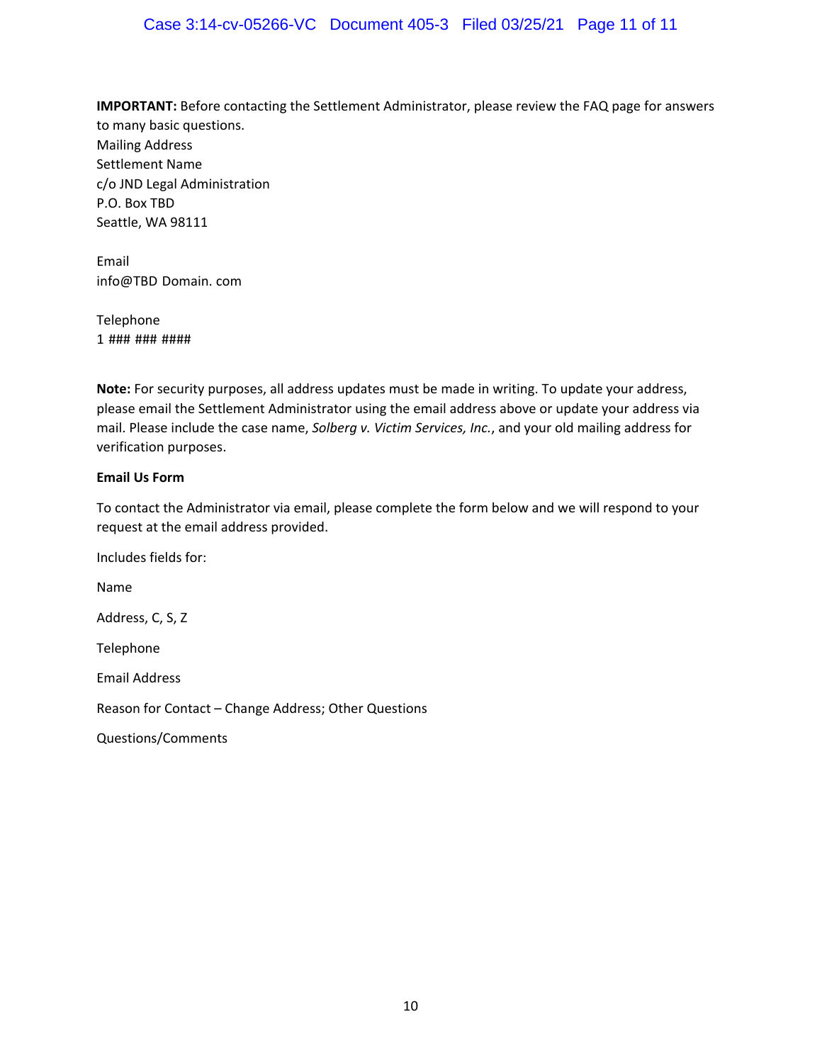**IMPORTANT:** Before contacting the Settlement Administrator, please review the FAQ page for answers to many basic questions.
Mailing Address
Settlement Name
c/o JND Legal Administration
P.O. Box TBD
Seattle, WA 98111

Email
info@TBD Domain. com

Telephone
1 ### ### ####

**Note:** For security purposes, all address updates must be made in writing. To update your address, please email the Settlement Administrator using the email address above or update your address via mail. Please include the case name, *Solberg v. Victim Services, Inc.*, and your old mailing address for verification purposes.

**Email Us Form**

To contact the Administrator via email, please complete the form below and we will respond to your request at the email address provided.

Includes fields for:

Name

Address, C, S, Z

Telephone

Email Address

Reason for Contact – Change Address; Other Questions

Questions/Comments